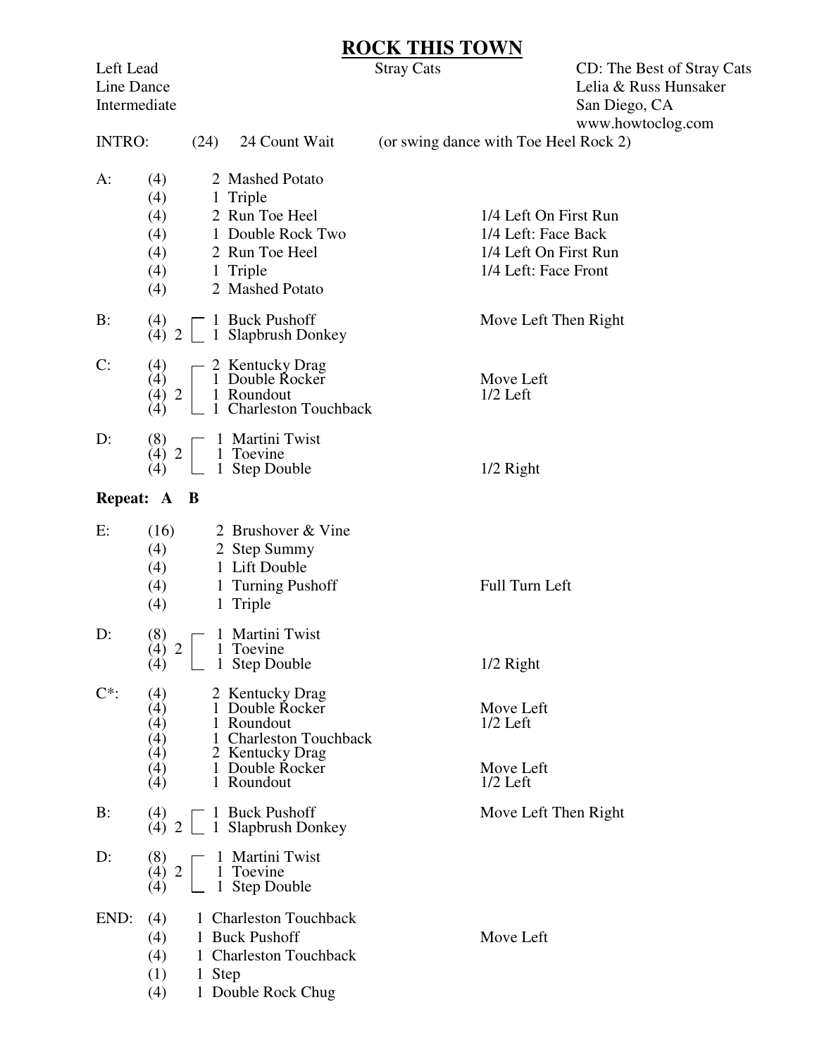# ROCK THIS TOWN

Left Lead
Line Dance
Intermediate

Stray Cats

CD: The Best of Stray Cats
Lelia & Russ Hunsaker
San Diego, CA
www.howtoclog.com

INTRO: (24) 24 Count Wait (or swing dance with Toe Heel Rock 2)

| Part | Counts | Rep | Step | Notes |
|---|---|---|---|---|
| A: | (4) | | 2 Mashed Potato | |
| | (4) | | 1 Triple | |
| | (4) | | 2 Run Toe Heel | 1/4 Left On First Run |
| | (4) | | 1 Double Rock Two | 1/4 Left: Face Back |
| | (4) | | 2 Run Toe Heel | 1/4 Left On First Run |
| | (4) | | 1 Triple | 1/4 Left: Face Front |
| | (4) | | 2 Mashed Potato | |
| B: | (4) | 2 | 1 Buck Pushoff | Move Left Then Right |
| | (4) | | 1 Slapbrush Donkey | |
| C: | (4) | 2 | 2 Kentucky Drag | |
| | (4) | | 1 Double Rocker | Move Left |
| | (4) | | 1 Roundout | 1/2 Left |
| | (4) | | 1 Charleston Touchback | |
| D: | (8) | 2 | 1 Martini Twist | |
| | (4) | | 1 Toevine | |
| | (4) | | 1 Step Double | 1/2 Right |

**Repeat: A B**

| Part | Counts | Rep | Step | Notes |
|---|---|---|---|---|
| E: | (16) | | 2 Brushover & Vine | |
| | (4) | | 2 Step Summy | |
| | (4) | | 1 Lift Double | |
| | (4) | | 1 Turning Pushoff | Full Turn Left |
| | (4) | | 1 Triple | |
| D: | (8) | 2 | 1 Martini Twist | |
| | (4) | | 1 Toevine | |
| | (4) | | 1 Step Double | 1/2 Right |
| C*: | (4) | | 2 Kentucky Drag | |
| | (4) | | 1 Double Rocker | Move Left |
| | (4) | | 1 Roundout | 1/2 Left |
| | (4) | | 1 Charleston Touchback | |
| | (4) | | 2 Kentucky Drag | |
| | (4) | | 1 Double Rocker | Move Left |
| | (4) | | 1 Roundout | 1/2 Left |
| B: | (4) | 2 | 1 Buck Pushoff | Move Left Then Right |
| | (4) | | 1 Slapbrush Donkey | |
| D: | (8) | 2 | 1 Martini Twist | |
| | (4) | | 1 Toevine | |
| | (4) | | 1 Step Double | |
| END: | (4) | | 1 Charleston Touchback | |
| | (4) | | 1 Buck Pushoff | Move Left |
| | (4) | | 1 Charleston Touchback | |
| | (1) | | 1 Step | |
| | (4) | | 1 Double Rock Chug | |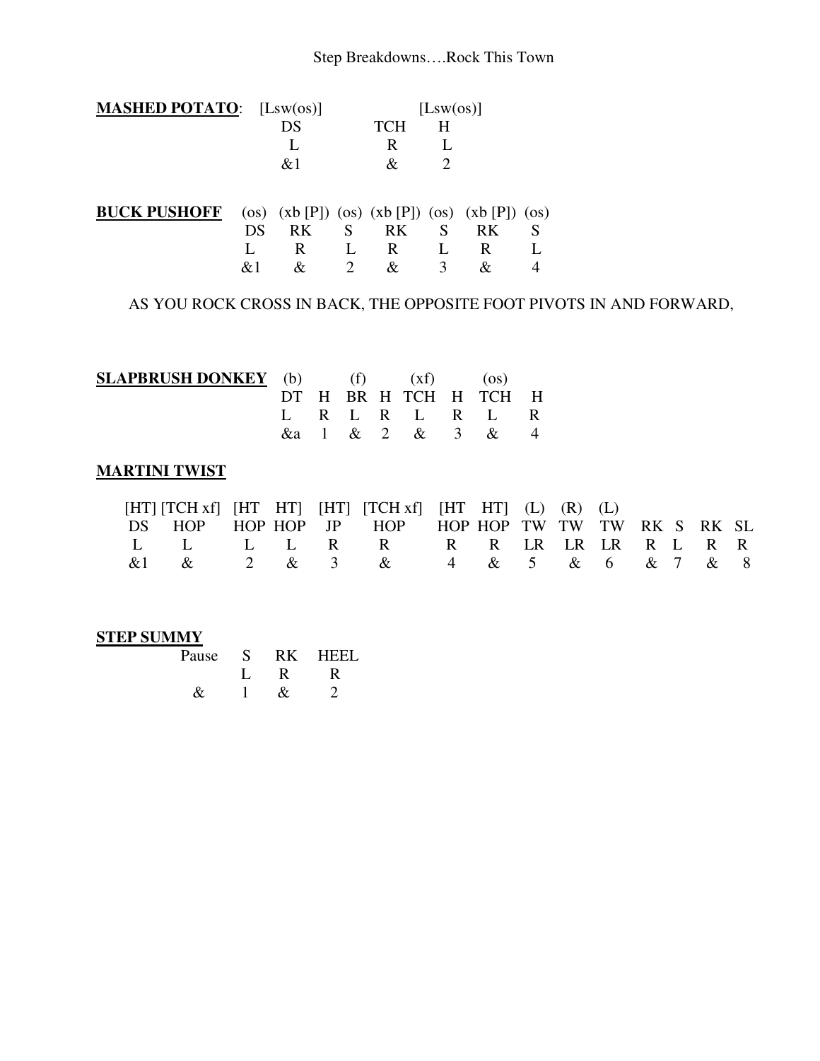Step Breakdowns….Rock This Town

**MASHED POTATO**:

| | | |
|---|---|---|
| [Lsw(os)] | | [Lsw(os)] |
| DS | TCH | H |
| L | R | L |
| &1 | & | 2 |

**BUCK PUSHOFF**

| | | | | | | |
|---|---|---|---|---|---|---|
| (os) | (xb [P]) | (os) | (xb [P]) | (os) | (xb [P]) | (os) |
| DS | RK | S | RK | S | RK | S |
| L | R | L | R | L | R | L |
| &1 | & | 2 | & | 3 | & | 4 |

AS YOU ROCK CROSS IN BACK, THE OPPOSITE FOOT PIVOTS IN AND FORWARD,

**SLAPBRUSH DONKEY**

| | | | | | | | |
|---|---|---|---|---|---|---|---|
| (b) | | (f) | | (xf) | | (os) | |
| DT | H | BR | H | TCH | H | TCH | H |
| L | R | L | R | L | R | L | R |
| &a | 1 | & | 2 | & | 3 | & | 4 |

**MARTINI TWIST**

| | | | | | | | | | | | | | | | |
|---|---|---|---|---|---|---|---|---|---|---|---|---|---|---|---|
| [HT] | [TCH xf] | [HT | HT] | [HT] | [TCH xf] | [HT | HT] | (L) | (R) | (L) | | | | | |
| DS | HOP | HOP | HOP | JP | HOP | HOP | HOP | TW | TW | TW | RK | S | RK | SL | |
| L | L | L | L | R | R | R | R | LR | LR | LR | R | L | R | R | |
| &1 | & | 2 | & | 3 | & | 4 | & | 5 | & | 6 | & | 7 | & | 8 | |

**STEP SUMMY**

| | | | |
|---|---|---|---|
| Pause | S | RK | HEEL |
| | L | R | R |
| & | 1 | & | 2 |